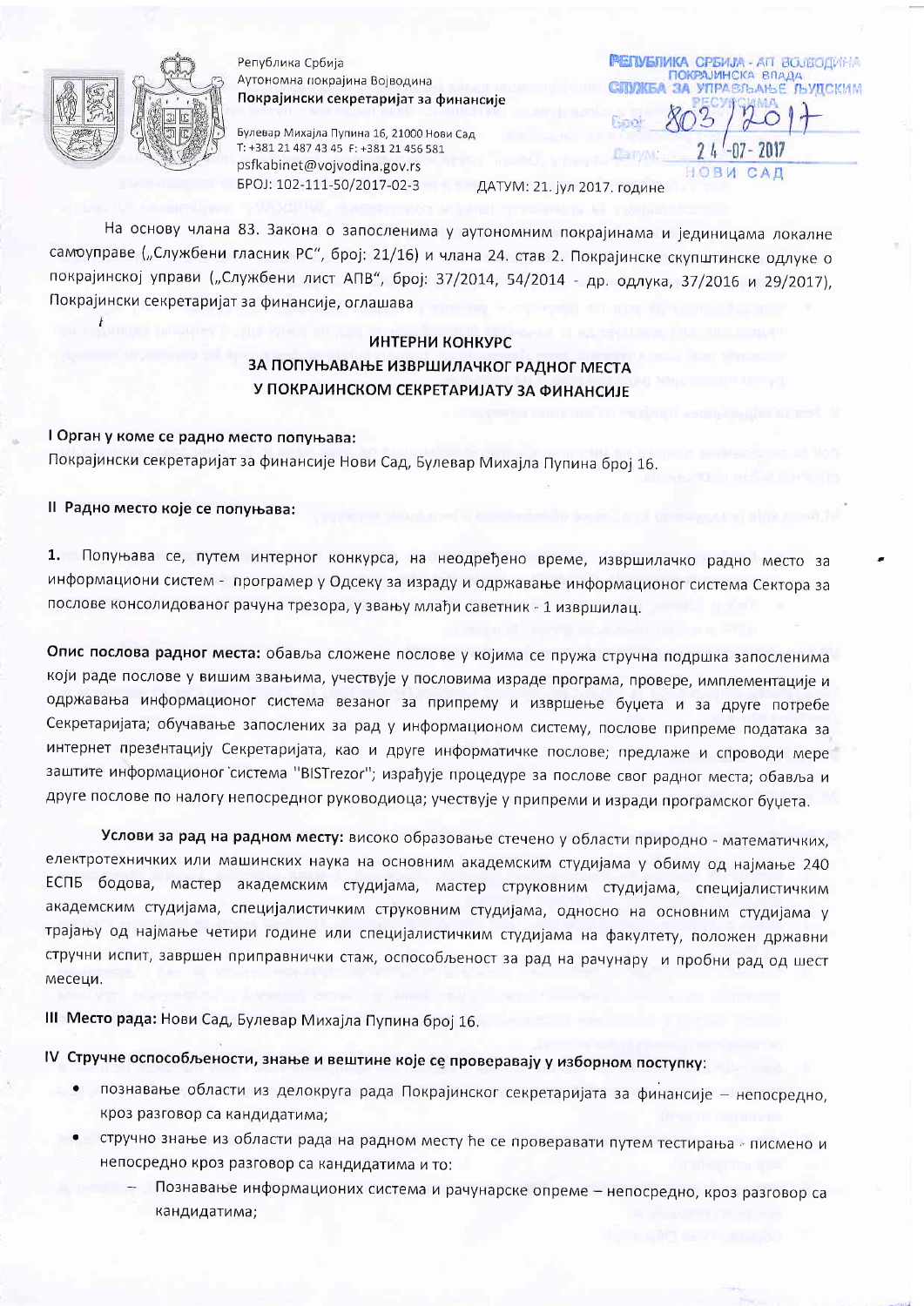Република Србија
Аутономна покрајина Војводина
**Покрајински секретаријат за финансије**

Булевар Михајла Пупина 16, 21000 Нови Сад
Т: +381 21 487 43 45 Ф: +381 21 456 581
psfkabinet@vojvodina.gov.rs
БРОЈ: 102-111-50/2017-02-3 ДАТУМ: 21. јул 2017. године

РЕПУБЛИКА СРБИЈА - АП ВОЈВОДИНА
ПОКРАЈИНСКА ВЛАДА
СЛУЖБА ЗА УПРАВЉАЊЕ ЉУДСКИМ РЕСУРСИМА
Број: 803/2017
Датум: 24-07-2017
НОВИ САД

На основу члана 83. Закона о запосленима у аутономним покрајинама и јединицама локалне самоуправе („Службени гласник РС", број: 21/16) и члана 24. став 2. Покрајинске скупштинске одлуке о покрајинској управи („Службени лист АПВ", број: 37/2014, 54/2014 - др. одлука, 37/2016 и 29/2017), Покрајински секретаријат за финансије, оглашава

## ИНТЕРНИ КОНКУРС
## ЗА ПОПУЊАВАЊЕ ИЗВРШИЛАЧКОГ РАДНОГ МЕСТА У ПОКРАЈИНСКОМ СЕКРЕТАРИЈАТУ ЗА ФИНАНСИЈЕ

**I Орган у коме се радно место попуњава:**
Покрајински секретаријат за финансије Нови Сад, Булевар Михајла Пупина број 16.

**II Радно место које се попуњава:**

**1.** Попуњава се, путем интерног конкурса, на неодређено време, извршилачко радно место за информациони систем - програмер у Одсеку за израду и одржавање информационог система Сектора за послове консолидованог рачуна трезора, у звању млађи саветник - 1 извршилац.

**Опис послова радног места:** обавља сложене послове у којима се пружа стручна подршка запосленима који раде послове у вишим звањима, учествује у пословима израде програма, провере, имплементације и одржавања информационог система везаног за припрему и извршење буџета и за друге потребе Секретаријата; обучавање запослених за рад у информационом систему, послове припреме података за интернет презентацију Секретаријата, као и друге информатичке послове; предлаже и спроводи мере заштите информационог система "BISTrezor"; израђује процедуре за послове свог радног места; обавља и друге послове по налогу непосредног руководиоца; учествује у припреми и изради програмског буџета.

**Услови за рад на радном месту:** високо образовање стечено у области природно - математичких, електротехничких или машинских наука на основним академским студијама у обиму од најмање 240 ЕСПБ бодова, мастер академским студијама, мастер струковним студијама, специјалистичким академским студијама, специјалистичким струковним студијама, односно на основним студијама у трајању од најмање четири године или специјалистичким студијама на факултету, положен државни стручни испит, завршен приправнички стаж, оспособљеност за рад на рачунару и пробни рад од шест месеци.

**III Место рада:** Нови Сад, Булевар Михајла Пупина број 16.

**IV Стручне оспособљености, знање и вештине које се проверавају у изборном поступку:**

- познавање области из делокруга рада Покрајинског секретаријата за финансије – непосредно, кроз разговор са кандидатима;
- стручно знање из области рада на радном месту ће се проверавати путем тестирања - писмено и непосредно кроз разговор са кандидатима и то:
  - Познавање информационих система и рачунарске опреме – непосредно, кроз разговор са кандидатима;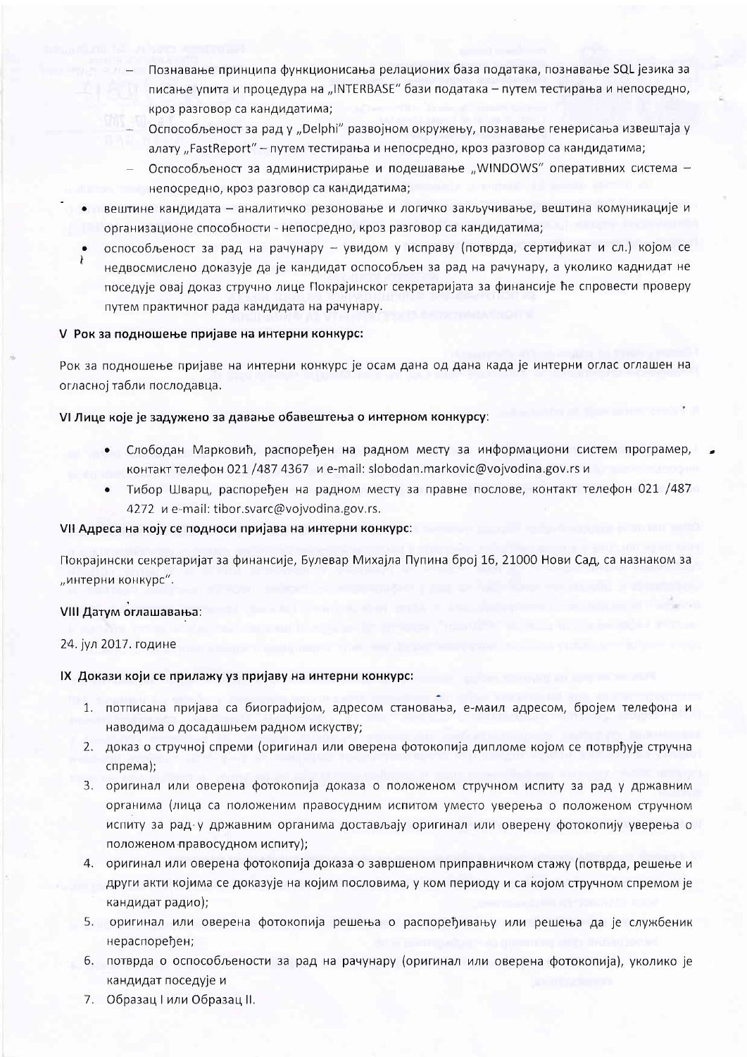- Познавање принципа функционисања релационих база података, познавање SQL језика за писање упита и процедура на „INTERBASE" бази података – путем тестирања и непосредно, кроз разговор са кандидатима;
  - Оспособљеност за рад у „Delphi" развојном окружењу, познавање генерисања извештаја у алату „FastReport" – путем тестирања и непосредно, кроз разговор са кандидатима;
  - Оспособљеност за администрирање и подешавање „WINDOWS" оперативних система – непосредно, кроз разговор са кандидатима;

- вештине кандидата – аналитичко резоновање и логичко закључивање, вештина комуникације и организационе способности - непосредно, кроз разговор са кандидатима;
- оспособљеност за рад на рачунару – увидом у исправу (потврда, сертификат и сл.) којом се недвосмислено доказује да је кандидат оспособљен за рад на рачунару, а уколико каднидат не поседује овај доказ стручно лице Покрајинског секретаријата за финансије ће спровести проверу путем практичног рада кандидата на рачунару.

### V Рок за подношење пријаве на интерни конкурс:

Рок за подношење пријаве на интерни конкурс је осам дана од дана када је интерни оглас оглашен на огласној табли послодавца.

### VI Лице које је задужено за давање обавештења о интерном конкурсу:

- Слободан Марковић, распоређен на радном месту за информациони систем програмер, контакт телефон 021 /487 4367 и e-mail: slobodan.markovic@vojvodina.gov.rs и
- Тибор Шварц, распоређен на радном месту за правне послове, контакт телефон 021 /487 4272 и e-mail: tibor.svarc@vojvodina.gov.rs.

### VII Адреса на коју се подноси пријава на интерни конкурс:

Покрајински секретаријат за финансије, Булевар Михајла Пупина број 16, 21000 Нови Сад, са назнаком за „интерни конкурс".

### VIII Датум оглашавања:

24. јул 2017. године

### IX Докази који се прилажу уз пријаву на интерни конкурс:

1. потписана пријава са биографијом, адресом становања, е-маил адресом, бројем телефона и наводима о досадашњем радном искуству;
2. доказ о стручној спреми (оригинал или оверена фотокопија дипломе којом се потврђује стручна спрема);
3. оригинал или оверена фотокопија доказа о положеном стручном испиту за рад у државним органима (лица са положеним правосудним испитом уместо уверења о положеном стручном испиту за рад у државним органима достављају оригинал или оверену фотокопију уверења о положеном правосудном испиту);
4. оригинал или оверена фотокопија доказа о завршеном приправничком стажу (потврда, решење и други акти којима се доказује на којим пословима, у ком периоду и са којом стручном спремом је кандидат радио);
5. оригинал или оверена фотокопија решења о распоређивању или решења да је службеник нераспоређен;
6. потврда о оспособљености за рад на рачунару (оригинал или оверена фотокопија), уколико је кандидат поседује и
7. Образац I или Образац II.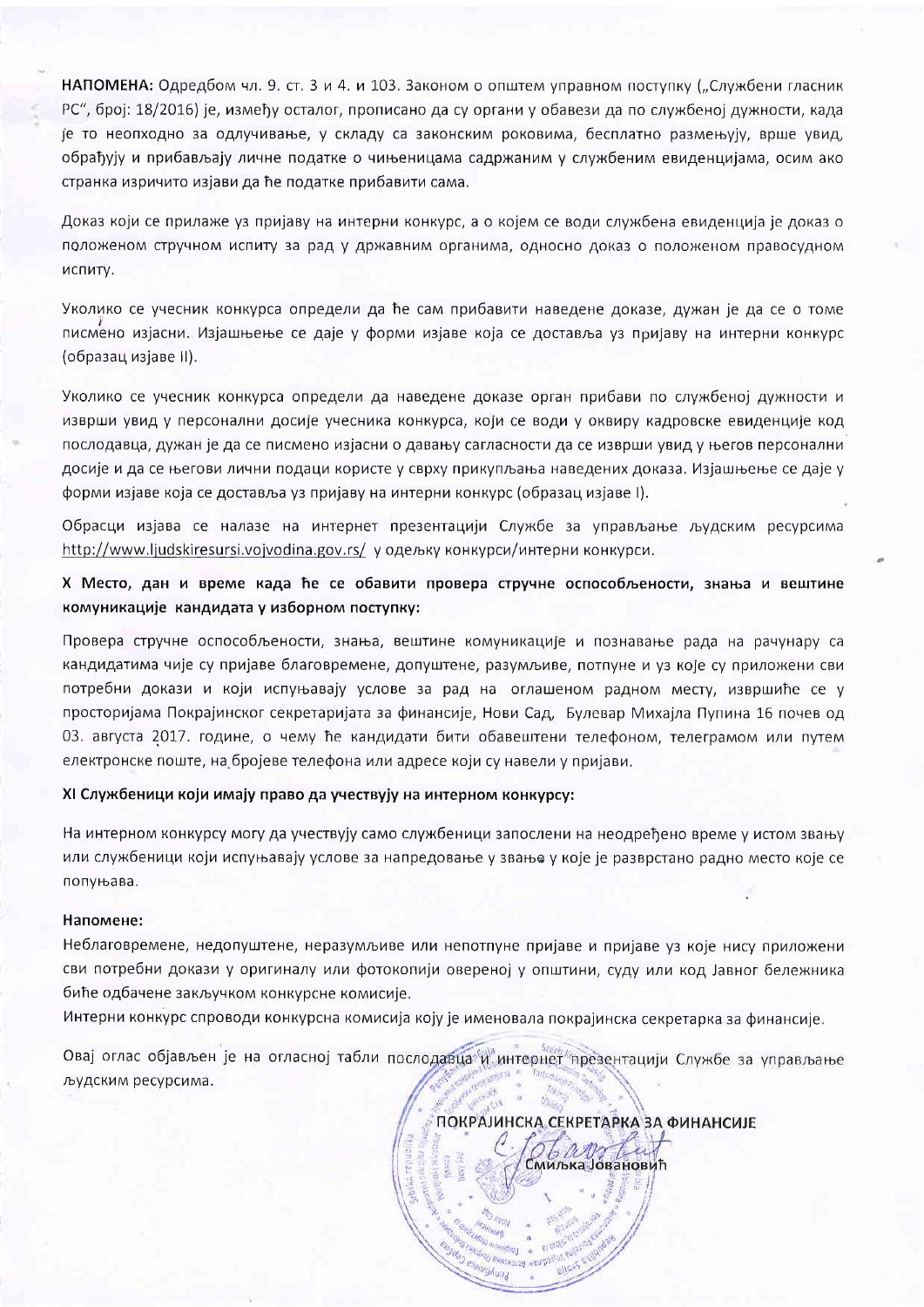**НАПОМЕНА:** Одредбом чл. 9. ст. 3 и 4. и 103. Законом о општем управном поступку („Службени гласник РС", број: 18/2016) је, између осталог, прописано да су органи у обавези да по службеној дужности, када је то неопходно за одлучивање, у складу са законским роковима, бесплатно размењују, врше увид, обрађују и прибављају личне податке о чињеницама садржаним у службеним евиденцијама, осим ако странка изричито изјави да ће податке прибавити сама.

Доказ који се прилаже уз пријаву на интерни конкурс, а о којем се води службена евиденција је доказ о положеном стручном испиту за рад у државним органима, односно доказ о положеном правосудном испиту.

Уколико се учесник конкурса определи да ће сам прибавити наведене доказе, дужан је да се о томе писмено изјасни. Изјашњење се даје у форми изјаве која се доставља уз пријаву на интерни конкурс (образац изјаве II).

Уколико се учесник конкурса определи да наведене доказе орган прибави по службеној дужности и изврши увид у персонални досије учесника конкурса, који се води у оквиру кадровске евиденције код послодавца, дужан је да се писмено изјасни о давању сагласности да се изврши увид у његов персонални досије и да се његови лични подаци користе у сврху прикупљања наведених доказа. Изјашњење се даје у форми изјаве која се доставља уз пријаву на интерни конкурс (образац изјаве I).

Обрасци изјава се налазе на интернет презентацији Службе за управљање људским ресурсима http://www.ljudskiresursi.vojvodina.gov.rs/ у одељку конкурси/интерни конкурси.

**X Место, дан и време када ће се обавити провера стручне оспособљености, знања и вештине комуникације кандидата у изборном поступку:**

Провера стручне оспособљености, знања, вештине комуникације и познавање рада на рачунару са кандидатима чије су пријаве благовремене, допуштене, разумљиве, потпуне и уз које су приложени сви потребни докази и који испуњавају услове за рад на оглашеном радном месту, извршиће се у просторијама Покрајинског секретаријата за финансије, Нови Сад, Булевар Михајла Пупина 16 почев од 03. августа 2017. године, о чему ће кандидати бити обавештени телефоном, телеграмом или путем електронске поште, на бројеве телефона или адресе који су навели у пријави.

**XI Службеници који имају право да учествују на интерном конкурсу:**

На интерном конкурсу могу да учествују само службеници запослени на неодређено време у истом звању или службеници који испуњавају услове за напредовање у звање у које је разврстано радно место које се попуњава.

**Напомене:**

Неблаговремене, недопуштене, неразумљиве или непотпуне пријаве и пријаве уз које нису приложени сви потребни докази у оригиналу или фотокопији овереној у општини, суду или код Јавног бележника биће одбачене закључком конкурсне комисије.

Интерни конкурс спроводи конкурсна комисија коју је именовала покрајинска секретарка за финансије.

Овај оглас објављен је на огласној табли послодавца и интернет презентацији Службе за управљање људским ресурсима.

ПОКРАЈИНСКА СЕКРЕТАРКА ЗА ФИНАНСИЈЕ

Смиљка Јовановић